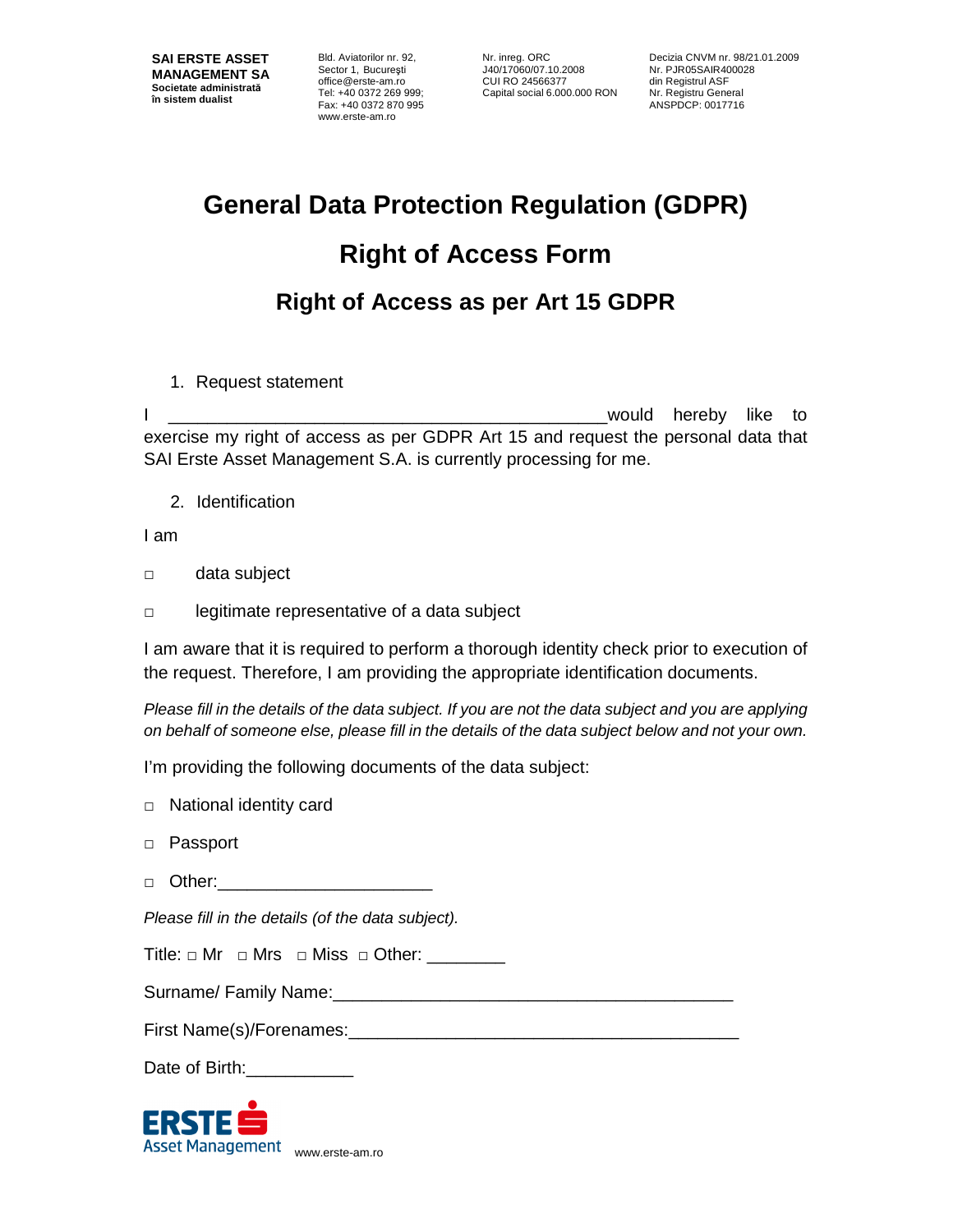**SAI ERSTE ASSET MANAGEMENT SA**
**Societate administrată în sistem dualist**

Bld. Aviatorilor nr. 92, Sector 1, Bucureşti
office@erste-am.ro
Tel: +40 0372 269 999;
Fax: +40 0372 870 995
www.erste-am.ro

Nr. inreg. ORC J40/17060/07.10.2008
CUI RO 24566377
Capital social 6.000.000 RON

Decizia CNVM nr. 98/21.01.2009
Nr. PJR05SAIR400028 din Registrul ASF
Nr. Registru General ANSPDCP: 0017716

# General Data Protection Regulation (GDPR)

# Right of Access Form

## Right of Access as per Art 15 GDPR

1. Request statement

I _____________________________________________would hereby like to exercise my right of access as per GDPR Art 15 and request the personal data that SAI Erste Asset Management S.A. is currently processing for me.

2. Identification

I am

□ data subject

□ legitimate representative of a data subject

I am aware that it is required to perform a thorough identity check prior to execution of the request. Therefore, I am providing the appropriate identification documents.

*Please fill in the details of the data subject. If you are not the data subject and you are applying on behalf of someone else, please fill in the details of the data subject below and not your own.*

I'm providing the following documents of the data subject:

□ National identity card

□ Passport

□ Other:_____________________

*Please fill in the details (of the data subject).*

Title: □ Mr □ Mrs □ Miss □ Other: ________

Surname/ Family Name:_________________________________________

First Name(s)/Forenames:________________________________________

Date of Birth:___________

ERSTE Asset Management www.erste-am.ro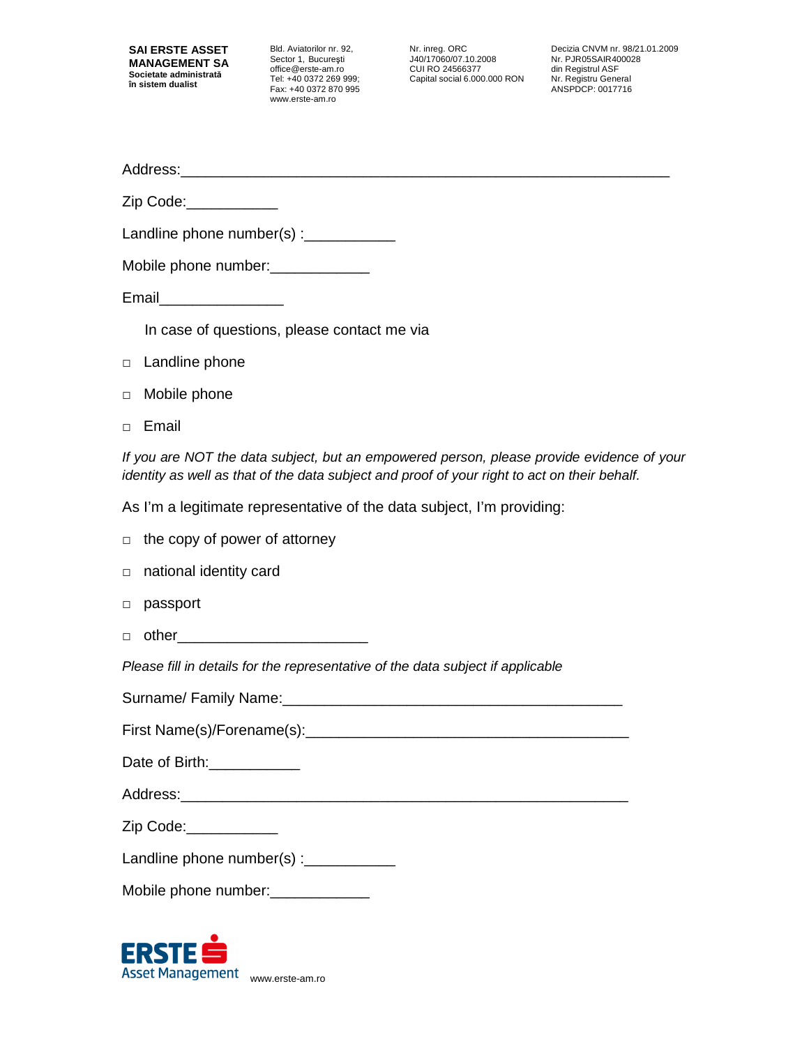Address:_____________________________________________________________

Zip Code:___________

Landline phone number(s) :___________

Mobile phone number:____________

Email_______________

In case of questions, please contact me via

- □ Landline phone
- □ Mobile phone
- □ Email

*If you are NOT the data subject, but an empowered person, please provide evidence of your identity as well as that of the data subject and proof of your right to act on their behalf.*

As I'm a legitimate representative of the data subject, I'm providing:

- □ the copy of power of attorney
- □ national identity card
- □ passport
- □ other_______________________

*Please fill in details for the representative of the data subject if applicable*

Surname/ Family Name:__________________________________________

First Name(s)/Forename(s):_________________________________________

Date of Birth:___________

Address:________________________________________________________

Zip Code:___________

Landline phone number(s) :___________

Mobile phone number:____________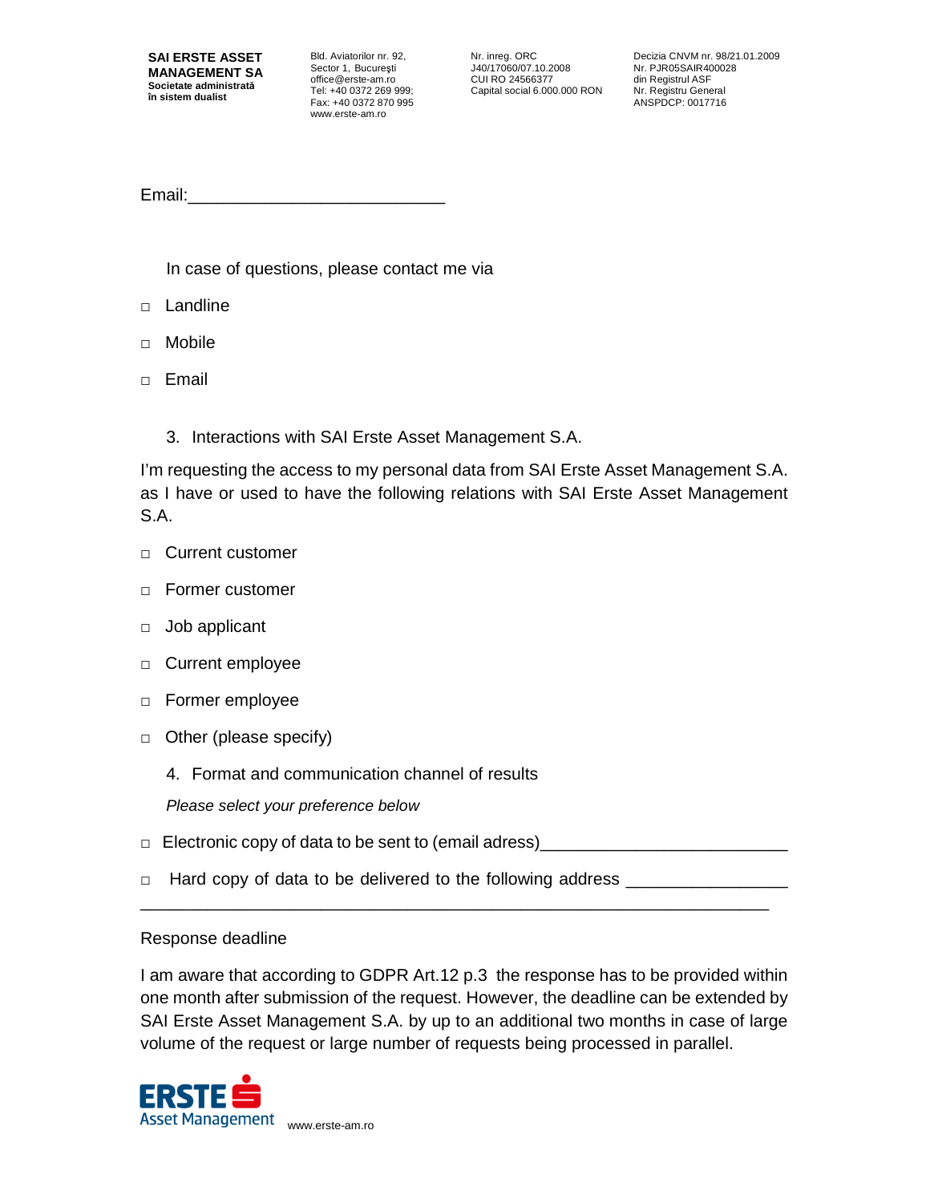Email:___________________________

In case of questions, please contact me via

- □ Landline
- □ Mobile
- □ Email

3. Interactions with SAI Erste Asset Management S.A.

I'm requesting the access to my personal data from SAI Erste Asset Management S.A. as I have or used to have the following relations with SAI Erste Asset Management S.A.

- □ Current customer
- □ Former customer
- □ Job applicant
- □ Current employee
- □ Former employee
- □ Other (please specify)

4. Format and communication channel of results

*Please select your preference below*

- □ Electronic copy of data to be sent to (email adress)_________________________
- □ Hard copy of data to be delivered to the following address _________________

_________________________________________________________________

Response deadline

I am aware that according to GDPR Art.12 p.3 the response has to be provided within one month after submission of the request. However, the deadline can be extended by SAI Erste Asset Management S.A. by up to an additional two months in case of large volume of the request or large number of requests being processed in parallel.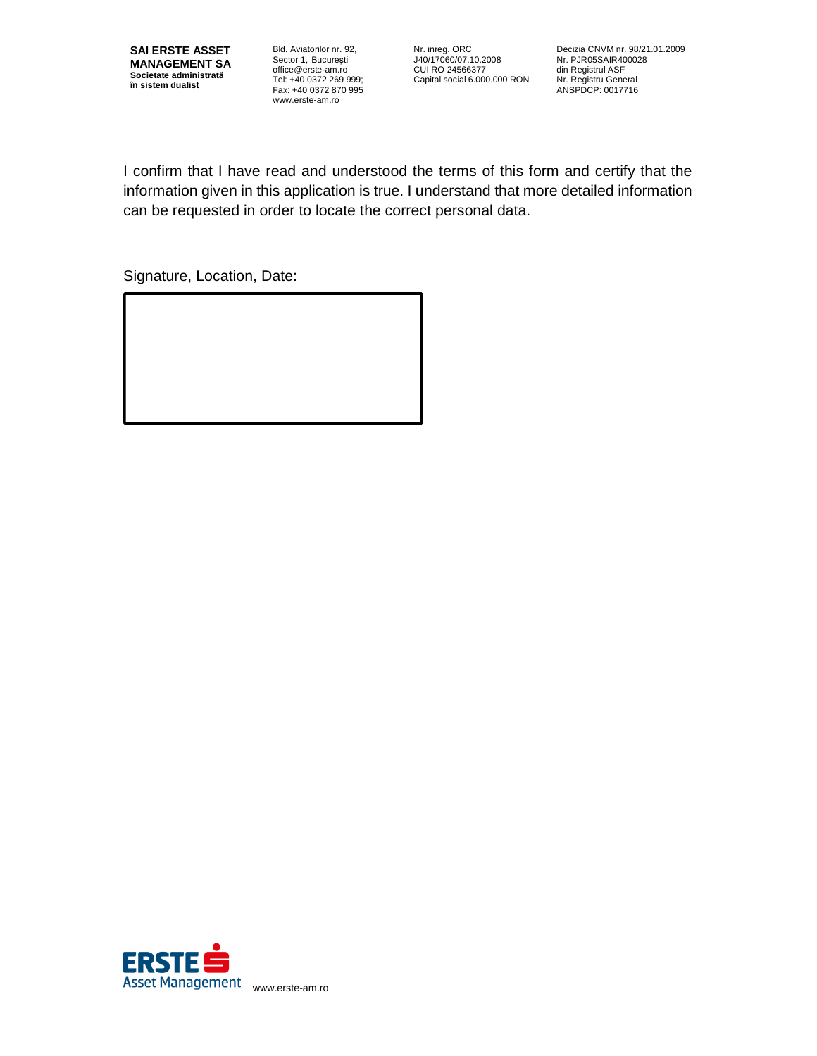I confirm that I have read and understood the terms of this form and certify that the information given in this application is true. I understand that more detailed information can be requested in order to locate the correct personal data.

Signature, Location, Date:

|  |
| --- |
|  |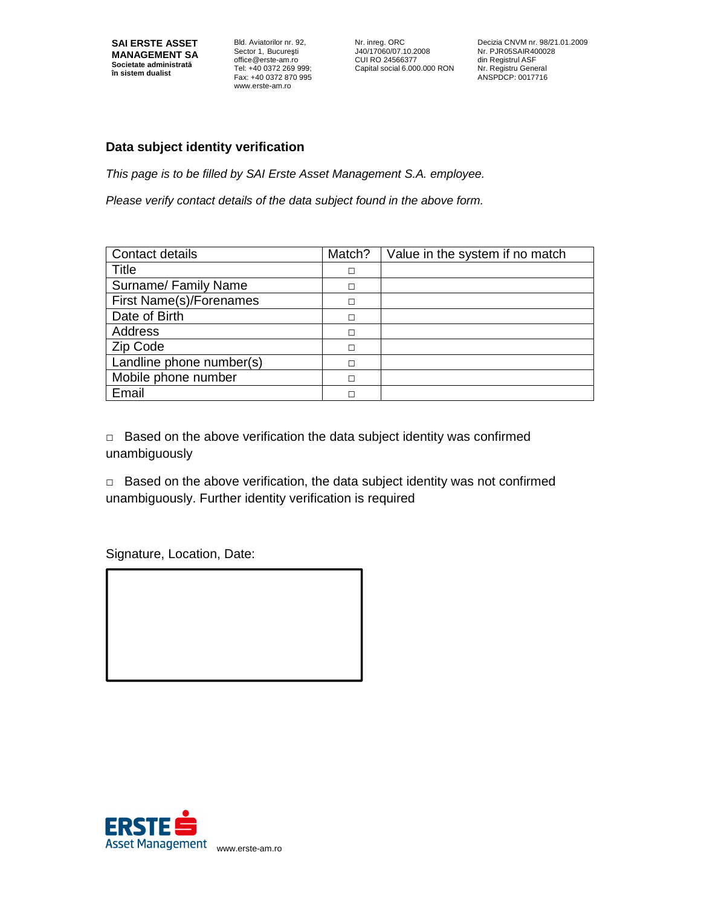## Data subject identity verification

*This page is to be filled by SAI Erste Asset Management S.A. employee.*

*Please verify contact details of the data subject found in the above form.*

| Contact details | Match? | Value in the system if no match |
|---|---|---|
| Title | □ | |
| Surname/ Family Name | □ | |
| First Name(s)/Forenames | □ | |
| Date of Birth | □ | |
| Address | □ | |
| Zip Code | □ | |
| Landline phone number(s) | □ | |
| Mobile phone number | □ | |
| Email | □ | |

□ Based on the above verification the data subject identity was confirmed unambiguously

□ Based on the above verification, the data subject identity was not confirmed unambiguously. Further identity verification is required

Signature, Location, Date: